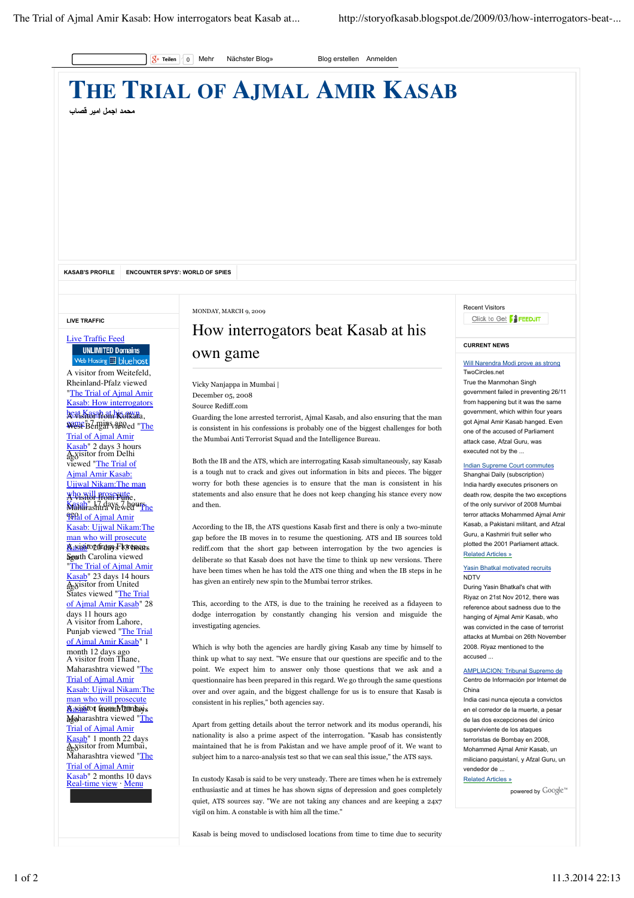# THE TRIAL OF AJMAL AMIR KASAB

محمد اجمل امیر قصاب

KASAB'S PROFILE | ENCOUNTER SPYS': WORLD OF SPIES

MONDAY, MARCH 9, 2009

## How interrogators beat Kasab at his own game

Vicky Nanjappa in Mumbai |
December 05, 2008
Source Rediff.com

Guarding the lone arrested terrorist, Ajmal Kasab, and also ensuring that the man is consistent in his confessions is probably one of the biggest challenges for both the Mumbai Anti Terrorist Squad and the Intelligence Bureau.

Both the IB and the ATS, which are interrogating Kasab simultaneously, say Kasab is a tough nut to crack and gives out information in bits and pieces. The bigger worry for both these agencies is to ensure that the man is consistent in his statements and also ensure that he does not keep changing his stance every now and then.

According to the IB, the ATS questions Kasab first and there is only a two-minute gap before the IB moves in to resume the questioning. ATS and IB sources told rediff.com that the short gap between interrogation by the two agencies is deliberate so that Kasab does not have the time to think up new versions. There have been times when he has told the ATS one thing and when the IB steps in he has given an entirely new spin to the Mumbai terror strikes.

This, according to the ATS, is due to the training he received as a fidayeen to dodge interrogation by constantly changing his version and misguide the investigating agencies.

Which is why both the agencies are hardly giving Kasab any time by himself to think up what to say next. "We ensure that our questions are specific and to the point. We expect him to answer only those questions that we ask and a questionnaire has been prepared in this regard. We go through the same questions over and over again, and the biggest challenge for us is to ensure that Kasab is consistent in his replies," both agencies say.

Apart from getting details about the terror network and its modus operandi, his nationality is also a prime aspect of the interrogation. "Kasab has consistently maintained that he is from Pakistan and we have ample proof of it. We want to subject him to a narco-analysis test so that we can seal this issue," the ATS says.

In custody Kasab is said to be very unsteady. There are times when he is extremely enthusiastic and at times he has shown signs of depression and goes completely quiet, ATS sources say. "We are not taking any chances and are keeping a 24x7 vigil on him. A constable is with him all the time."

Kasab is being moved to undisclosed locations from time to time due to security

---

**LIVE TRAFFIC**

Live Traffic Feed

A visitor from Weitefeld, Rheinland-Pfalz viewed "The Trial of Ajmal Amir Kasab: How interrogators beat Kasab at his own game" 7 mins ago

A visitor from Kolkata, West Bengal viewed "The Trial of Ajmal Amir Kasab" 2 days 3 hours ago

A visitor from Delhi viewed "The Trial of Ajmal Amir Kasab: Ujjwal Nikam:The man who will prosecute Kasab" 17 days 7 hours ago

A visitor from Pune, Maharashtra viewed "The Trial of Ajmal Amir Kasab: Ujjwal Nikam:The man who will prosecute Kasab" 20 days 13 hours ago

A visitor from Florence, South Carolina viewed "The Trial of Ajmal Amir Kasab" 23 days 14 hours ago

A visitor from United States viewed "The Trial of Ajmal Amir Kasab" 28 days 11 hours ago

A visitor from Lahore, Punjab viewed "The Trial of Ajmal Amir Kasab" 1 month 12 days ago

A visitor from Thane, Maharashtra viewed "The Trial of Ajmal Amir Kasab: Ujjwal Nikam:The man who will prosecute Kasab" 1 month 20 days ago

A visitor from Mumbai, Maharashtra viewed "The Trial of Ajmal Amir Kasab" 1 month 22 days ago

A visitor from Mumbai, Maharashtra viewed "The Trial of Ajmal Amir Kasab" 2 months 10 days

Real-time view · Menu

---

Recent Visitors

**CURRENT NEWS**

Will Narendra Modi prove as strong
TwoCircles.net
True the Manmohan Singh government failed in preventing 26/11 from happening but it was the same government, which within four years got Ajmal Amir Kasab hanged. Even one of the accused of Parliament attack case, Afzal Guru, was executed not by the ...

Indian Supreme Court commutes
Shanghai Daily (subscription)
India hardly executes prisoners on death row, despite the two exceptions of the only survivor of 2008 Mumbai terror attacks Mohammed Ajmal Amir Kasab, a Pakistani militant, and Afzal Guru, a Kashmiri fruit seller who plotted the 2001 Parliament attack.
Related Articles »

Yasin Bhatkal motivated recruits
NDTV
During Yasin Bhatkal's chat with Riyaz on 21st Nov 2012, there was reference about sadness due to the hanging of Ajmal Amir Kasab, who was convicted in the case of terrorist attacks at Mumbai on 26th November 2008. Riyaz mentioned to the accused ...

AMPLIACION: Tribunal Supremo de
Centro de Información por Internet de China
India casi nunca ejecuta a convictos en el corredor de la muerte, a pesar de las dos excepciones del único superviviente de los ataques terroristas de Bombay en 2008, Mohammed Ajmal Amir Kasab, un miliciano paquistaní, y Afzal Guru, un vendedor de ...
Related Articles »

powered by Google™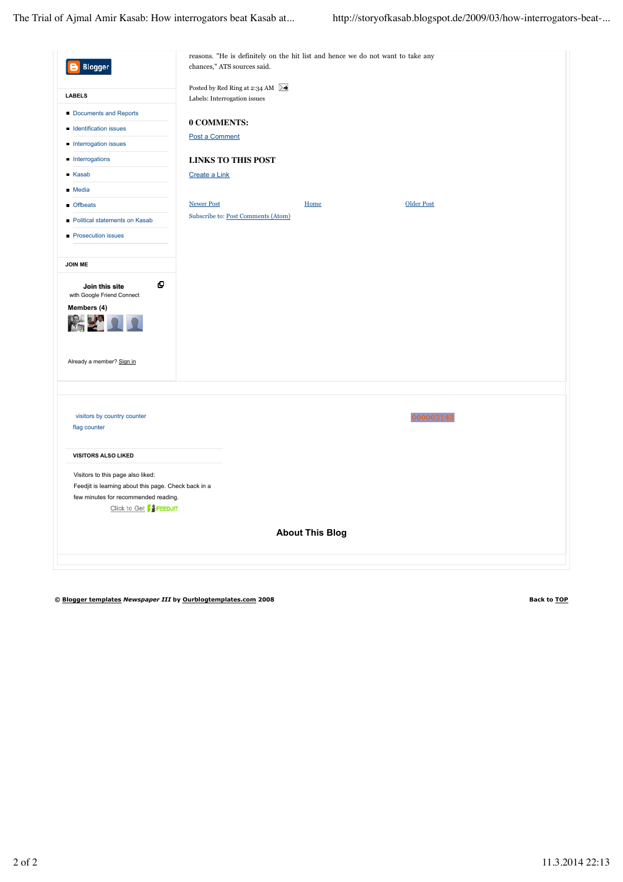reasons. "He is definitely on the hit list and hence we do not want to take any chances," ATS sources said.

Posted by Red Ring at 2:34 AM

Labels: Interrogation issues

### 0 COMMENTS:

Post a Comment

### LINKS TO THIS POST

Create a Link

Newer Post Home Older Post

Subscribe to: Post Comments (Atom)

**LABELS**

- Documents and Reports
- Identification issues
- Interrogation issues
- Interrogations
- Kasab
- Media
- Offbeats
- Political statements on Kasab
- Prosecution issues

**JOIN ME**

**Join this site**
with Google Friend Connect

**Members (4)**

Already a member? Sign in

visitors by country counter
flag counter

000003148

**VISITORS ALSO LIKED**

Visitors to this page also liked:
Feedjit is learning about this page. Check back in a few minutes for recommended reading.
Click to Get FEEDJIT

**About This Blog**

© **Blogger templates** ***Newspaper III*** **by Ourblogtemplates.com 2008**

**Back to TOP**